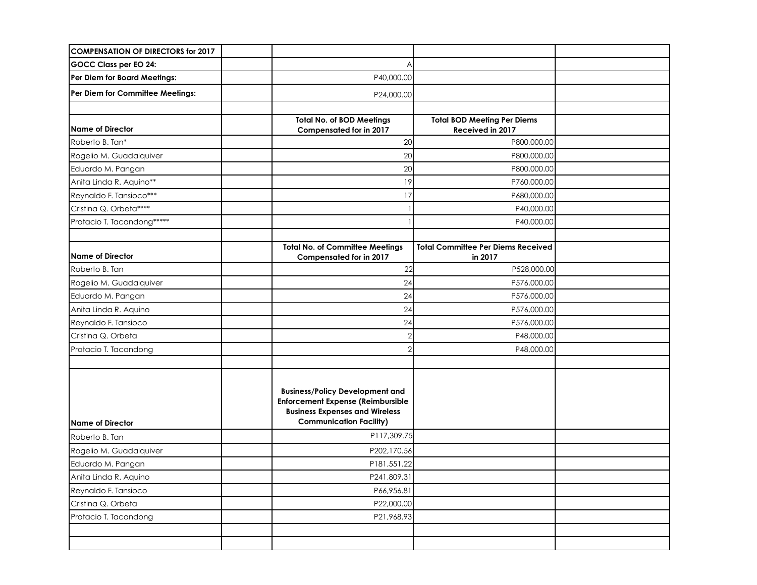| COMPENSATION OF DIRECTORS for 2017 | | | | |
|---|---|---|---|---|
| GOCC Class per EO 24: | | A | | |
| Per Diem for Board Meetings: | | P40,000.00 | | |
| Per Diem for Committee Meetings: | | P24,000.00 | | |
| | | | | |
| **Name of Director** | | **Total No. of BOD Meetings Compensated for in 2017** | **Total BOD Meeting Per Diems Received in 2017** | |
| Roberto B. Tan* | | 20 | P800,000.00 | |
| Rogelio M. Guadalquiver | | 20 | P800,000.00 | |
| Eduardo M. Pangan | | 20 | P800,000.00 | |
| Anita Linda R. Aquino** | | 19 | P760,000.00 | |
| Reynaldo F. Tansioco*** | | 17 | P680,000.00 | |
| Cristina Q. Orbeta**** | | 1 | P40,000.00 | |
| Protacio T. Tacandong***** | | 1 | P40,000.00 | |
| | | | | |
| **Name of Director** | | **Total No. of Committee Meetings Compensated for in 2017** | **Total Committee Per Diems Received in 2017** | |
| Roberto B. Tan | | 22 | P528,000.00 | |
| Rogelio M. Guadalquiver | | 24 | P576,000.00 | |
| Eduardo M. Pangan | | 24 | P576,000.00 | |
| Anita Linda R. Aquino | | 24 | P576,000.00 | |
| Reynaldo F. Tansioco | | 24 | P576,000.00 | |
| Cristina Q. Orbeta | | 2 | P48,000.00 | |
| Protacio T. Tacandong | | 2 | P48,000.00 | |
| | | | | |
| **Name of Director** | | **Business/Policy Development and Enforcement Expense (Reimbursible Business Expenses and Wireless Communication Facility)** | | |
| Roberto B. Tan | | P117,309.75 | | |
| Rogelio M. Guadalquiver | | P202,170.56 | | |
| Eduardo M. Pangan | | P181,551.22 | | |
| Anita Linda R. Aquino | | P241,809.31 | | |
| Reynaldo F. Tansioco | | P66,956.81 | | |
| Cristina Q. Orbeta | | P22,000.00 | | |
| Protacio T. Tacandong | | P21,968.93 | | |
| | | | | |
| | | | | |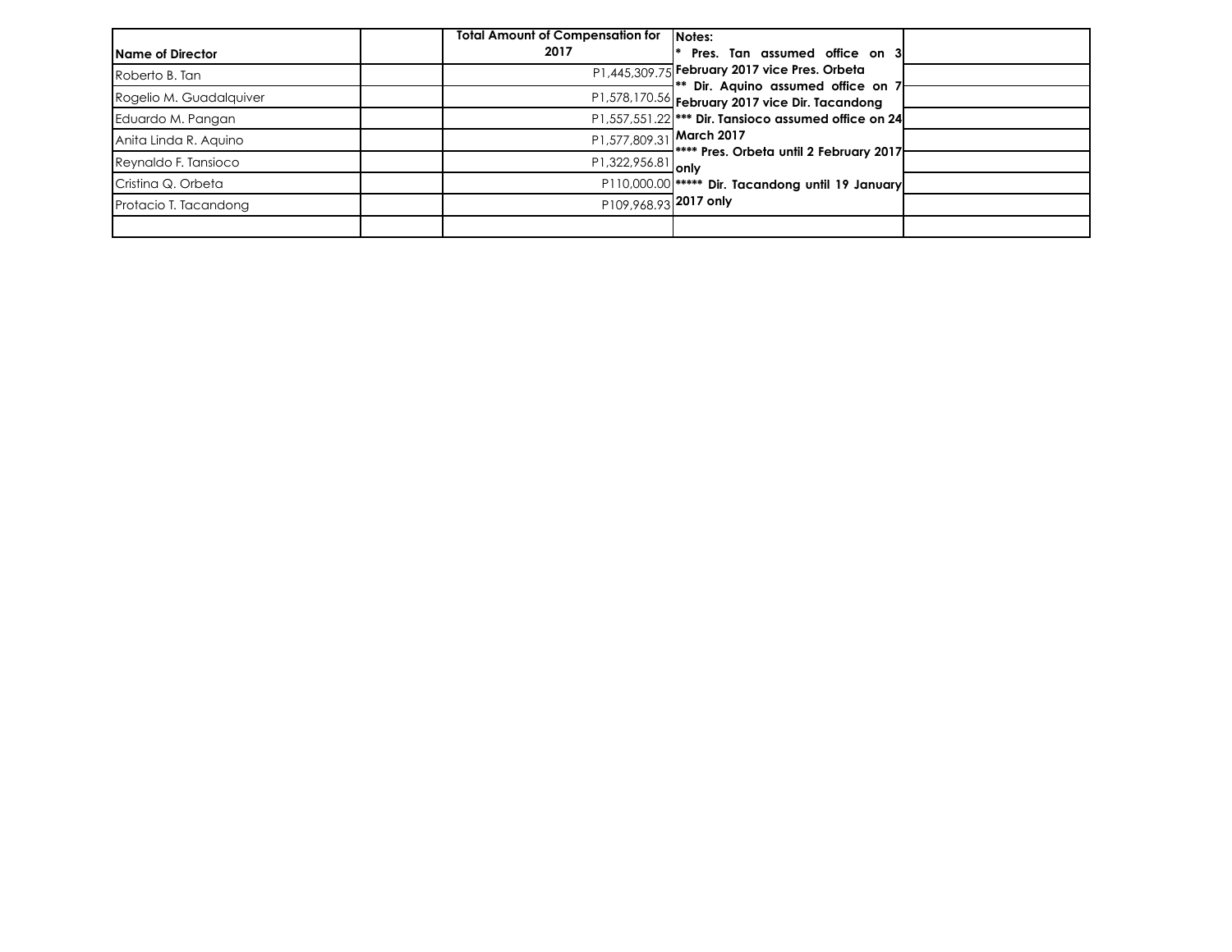| Name of Director | | Total Amount of Compensation for 2017 | Notes: | |
|---|---|---|---|---|
| Roberto B. Tan | | P1,445,309.75 | * Pres. Tan assumed office on 3 February 2017 vice Pres. Orbeta | |
| Rogelio M. Guadalquiver | | P1,578,170.56 | ** Dir. Aquino assumed office on 7 February 2017 vice Dir. Tacandong | |
| Eduardo M. Pangan | | P1,557,551.22 | *** Dir. Tansioco assumed office on 24 March 2017 | |
| Anita Linda R. Aquino | | P1,577,809.31 | **** Pres. Orbeta until 2 February 2017 only | |
| Reynaldo F. Tansioco | | P1,322,956.81 | ***** Dir. Tacandong until 19 January 2017 only | |
| Cristina Q. Orbeta | | P110,000.00 | | |
| Protacio T. Tacandong | | P109,968.93 | | |
| | | | | |